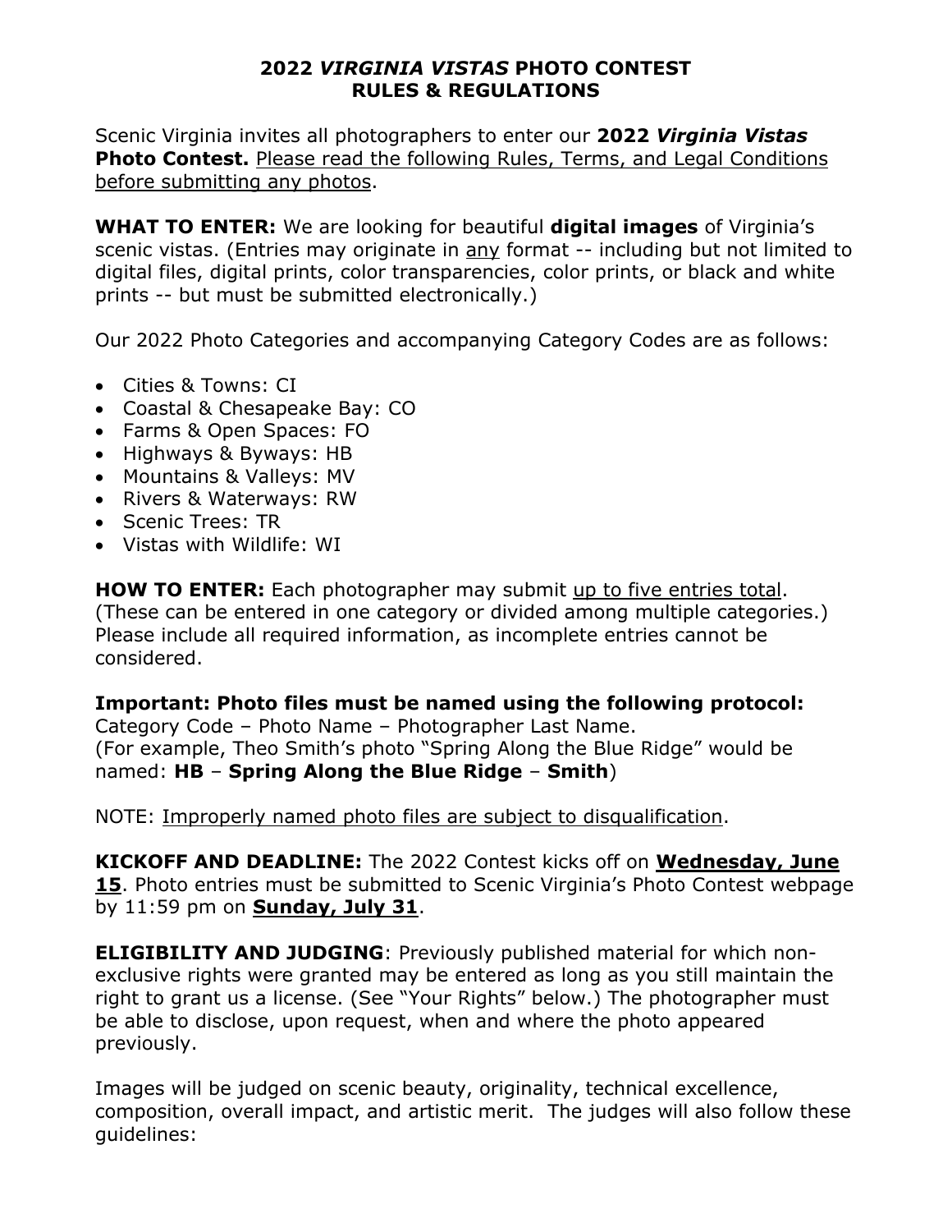# 2022 *VIRGINIA VISTAS* PHOTO CONTEST RULES & REGULATIONS

Scenic Virginia invites all photographers to enter our **2022 *Virginia Vistas* Photo Contest.** <u>Please read the following Rules, Terms, and Legal Conditions before submitting any photos</u>.

**WHAT TO ENTER:** We are looking for beautiful **digital images** of Virginia's scenic vistas. (Entries may originate in <u>any</u> format -- including but not limited to digital files, digital prints, color transparencies, color prints, or black and white prints -- but must be submitted electronically.)

Our 2022 Photo Categories and accompanying Category Codes are as follows:

- Cities & Towns: CI
- Coastal & Chesapeake Bay: CO
- Farms & Open Spaces: FO
- Highways & Byways: HB
- Mountains & Valleys: MV
- Rivers & Waterways: RW
- Scenic Trees: TR
- Vistas with Wildlife: WI

**HOW TO ENTER:** Each photographer may submit <u>up to five entries total</u>. (These can be entered in one category or divided among multiple categories.) Please include all required information, as incomplete entries cannot be considered.

**Important: Photo files must be named using the following protocol:**
Category Code – Photo Name – Photographer Last Name.
(For example, Theo Smith's photo "Spring Along the Blue Ridge" would be named: **HB** – **Spring Along the Blue Ridge** – **Smith**)

NOTE: <u>Improperly named photo files are subject to disqualification</u>.

**KICKOFF AND DEADLINE:** The 2022 Contest kicks off on **<u>Wednesday, June 15</u>**. Photo entries must be submitted to Scenic Virginia's Photo Contest webpage by 11:59 pm on **<u>Sunday, July 31</u>**.

**ELIGIBILITY AND JUDGING**: Previously published material for which non-exclusive rights were granted may be entered as long as you still maintain the right to grant us a license. (See "Your Rights" below.) The photographer must be able to disclose, upon request, when and where the photo appeared previously.

Images will be judged on scenic beauty, originality, technical excellence, composition, overall impact, and artistic merit. The judges will also follow these guidelines: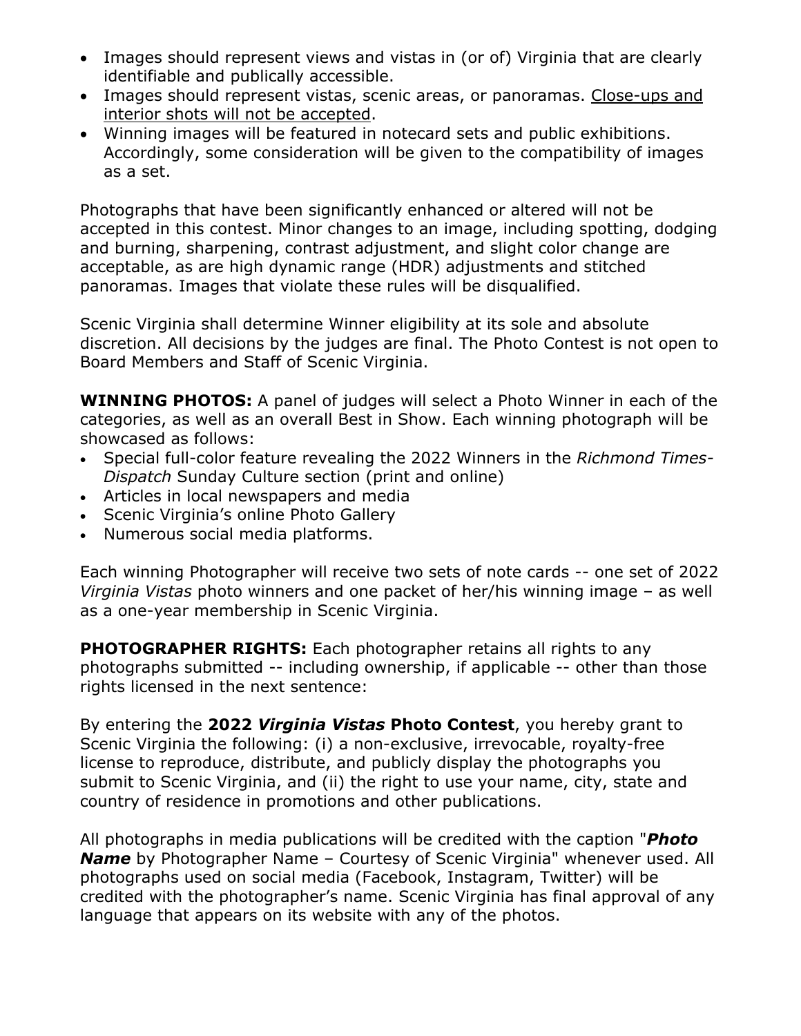- Images should represent views and vistas in (or of) Virginia that are clearly identifiable and publically accessible.
- Images should represent vistas, scenic areas, or panoramas. <u>Close-ups and interior shots will not be accepted</u>.
- Winning images will be featured in notecard sets and public exhibitions. Accordingly, some consideration will be given to the compatibility of images as a set.

Photographs that have been significantly enhanced or altered will not be accepted in this contest. Minor changes to an image, including spotting, dodging and burning, sharpening, contrast adjustment, and slight color change are acceptable, as are high dynamic range (HDR) adjustments and stitched panoramas. Images that violate these rules will be disqualified.

Scenic Virginia shall determine Winner eligibility at its sole and absolute discretion. All decisions by the judges are final. The Photo Contest is not open to Board Members and Staff of Scenic Virginia.

**WINNING PHOTOS:** A panel of judges will select a Photo Winner in each of the categories, as well as an overall Best in Show. Each winning photograph will be showcased as follows:

- Special full-color feature revealing the 2022 Winners in the *Richmond Times-Dispatch* Sunday Culture section (print and online)
- Articles in local newspapers and media
- Scenic Virginia's online Photo Gallery
- Numerous social media platforms.

Each winning Photographer will receive two sets of note cards -- one set of 2022 *Virginia Vistas* photo winners and one packet of her/his winning image – as well as a one-year membership in Scenic Virginia.

**PHOTOGRAPHER RIGHTS:** Each photographer retains all rights to any photographs submitted -- including ownership, if applicable -- other than those rights licensed in the next sentence:

By entering the **2022 *Virginia Vistas* Photo Contest**, you hereby grant to Scenic Virginia the following: (i) a non-exclusive, irrevocable, royalty-free license to reproduce, distribute, and publicly display the photographs you submit to Scenic Virginia, and (ii) the right to use your name, city, state and country of residence in promotions and other publications.

All photographs in media publications will be credited with the caption "***Photo Name*** by Photographer Name – Courtesy of Scenic Virginia" whenever used. All photographs used on social media (Facebook, Instagram, Twitter) will be credited with the photographer's name. Scenic Virginia has final approval of any language that appears on its website with any of the photos.